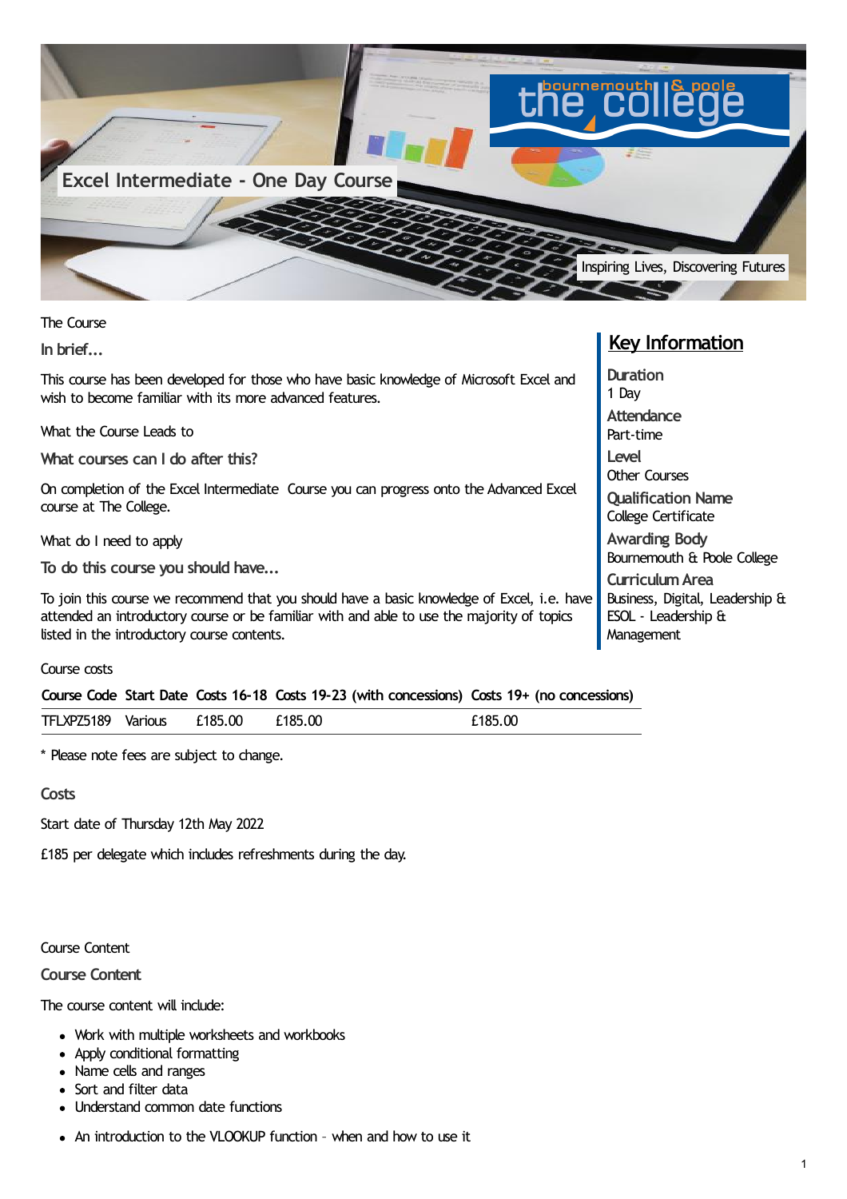# Excel Intermediate - One Day Course

Inspiring Lives, Discovering Futures

The Course

### In brief...

This course has been developed for those who have basic knowledge of Microsoft Excel and wish to become familiar with its more advanced features.

What the Course Leads to

### What courses can I do after this?

On completion of the Excel Intermediate Course you can progress onto the Advanced Excel course at The College.

What do I need to apply

### To do this course you should have...

To join this course we recommend that you should have a basic knowledge of Excel, i.e. have attended an introductory course or be familiar with and able to use the majority of topics listed in the introductory course contents.

## Key Information

**Duration**
1 Day

**Attendance**
Part-time

**Level**
Other Courses

**Qualification Name**
College Certificate

**Awarding Body**
Bournemouth & Poole College

**Curriculum Area**
Business, Digital, Leadership & ESOL - Leadership & Management

Course costs

| Course Code | Start Date | Costs 16-18 | Costs 19-23 (with concessions) | Costs 19+ (no concessions) |
|---|---|---|---|---|
| TFLXPZ5189 | Various | £185.00 | £185.00 | £185.00 |

* Please note fees are subject to change.

### Costs

Start date of Thursday 12th May 2022

£185 per delegate which includes refreshments during the day.

Course Content

### Course Content

The course content will include:

- Work with multiple worksheets and workbooks
- Apply conditional formatting
- Name cells and ranges
- Sort and filter data
- Understand common date functions
- An introduction to the VLOOKUP function – when and how to use it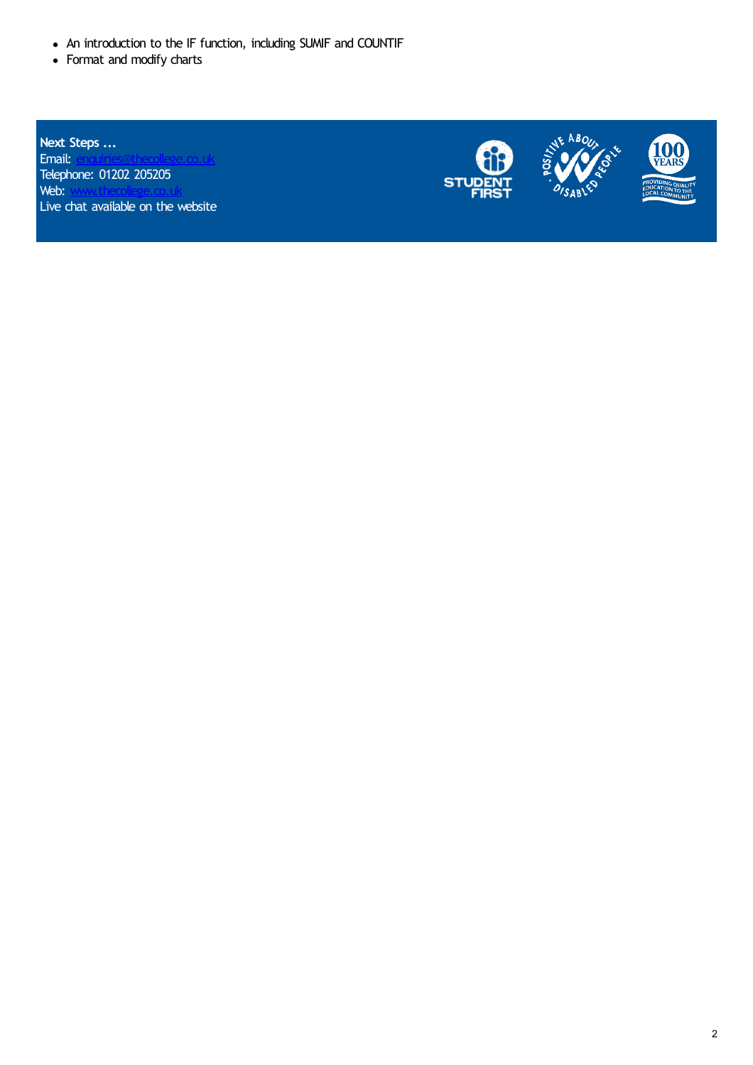- An introduction to the IF function, including SUMIF and COUNTIF
- Format and modify charts

**Next Steps ...**
Email: enquiries@thecollege.co.uk
Telephone: 01202 205205
Web: www.thecollege.co.uk
Live chat available on the website